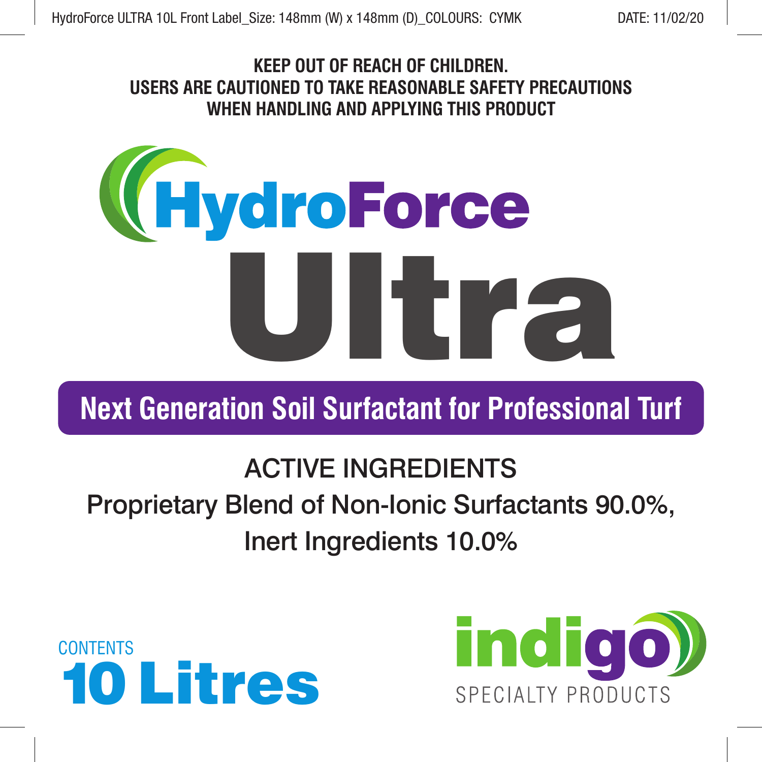HydroForce ULTRA 10L Front Label_Size: 148mm (W) x 148mm (D)_COLOURS: CYMK    DATE: 11/02/20

**KEEP OUT OF REACH OF CHILDREN.**
**USERS ARE CAUTIONED TO TAKE REASONABLE SAFETY PRECAUTIONS WHEN HANDLING AND APPLYING THIS PRODUCT**

# HydroForce Ultra

## Next Generation Soil Surfactant for Professional Turf

### ACTIVE INGREDIENTS

Proprietary Blend of Non-Ionic Surfactants 90.0%,
Inert Ingredients 10.0%

CONTENTS
**10 Litres**

indigo
SPECIALTY PRODUCTS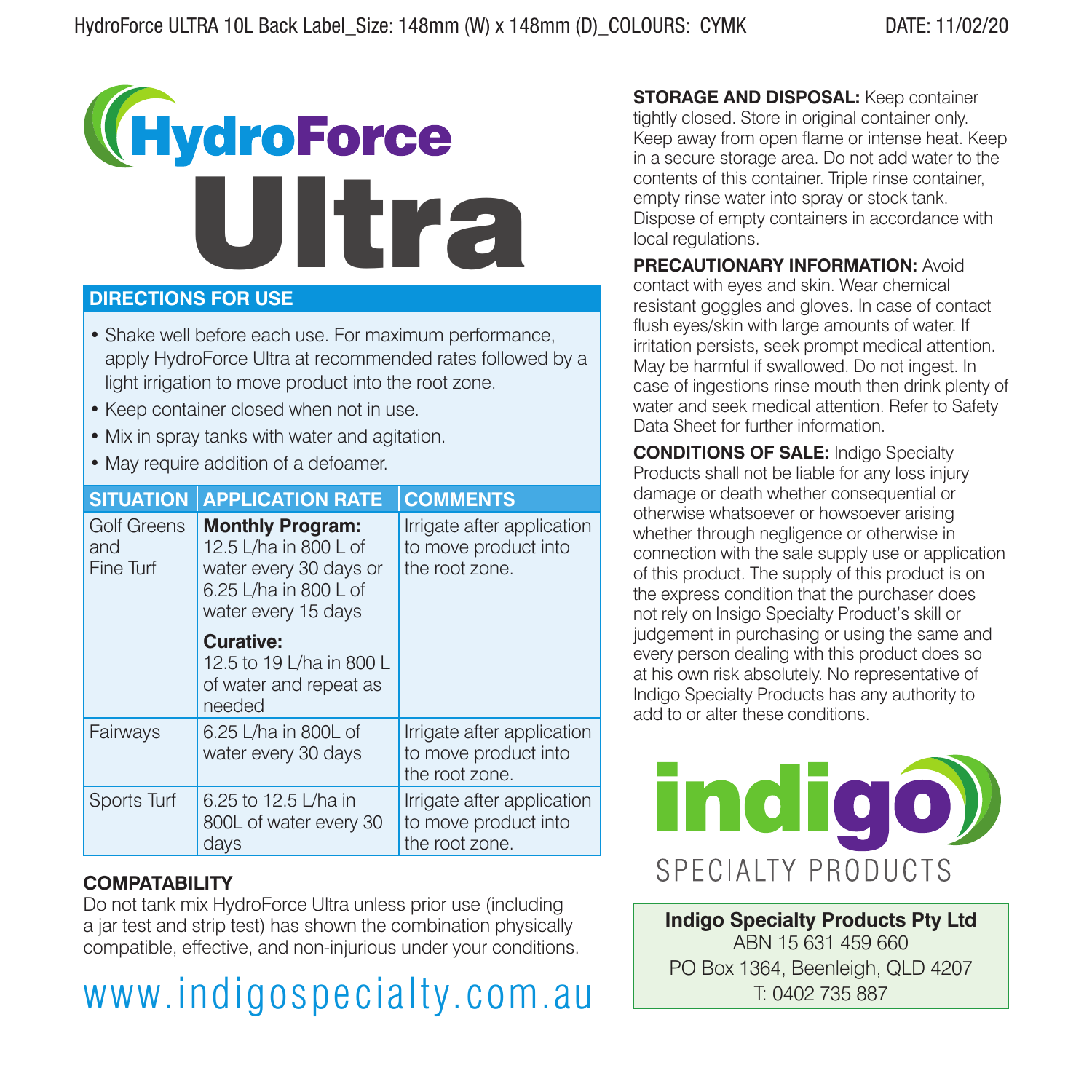# HydroForce Ultra

## DIRECTIONS FOR USE

- Shake well before each use. For maximum performance, apply HydroForce Ultra at recommended rates followed by a light irrigation to move product into the root zone.
- Keep container closed when not in use.
- Mix in spray tanks with water and agitation.
- May require addition of a defoamer.

| SITUATION | APPLICATION RATE | COMMENTS |
|---|---|---|
| Golf Greens and Fine Turf | **Monthly Program:** 12.5 L/ha in 800 L of water every 30 days or 6.25 L/ha in 800 L of water every 15 days<br>**Curative:** 12.5 to 19 L/ha in 800 L of water and repeat as needed | Irrigate after application to move product into the root zone. |
| Fairways | 6.25 L/ha in 800L of water every 30 days | Irrigate after application to move product into the root zone. |
| Sports Turf | 6.25 to 12.5 L/ha in 800L of water every 30 days | Irrigate after application to move product into the root zone. |

**COMPATABILITY**
Do not tank mix HydroForce Ultra unless prior use (including a jar test and strip test) has shown the combination physically compatible, effective, and non-injurious under your conditions.

www.indigospecialty.com.au

**STORAGE AND DISPOSAL:** Keep container tightly closed. Store in original container only. Keep away from open flame or intense heat. Keep in a secure storage area. Do not add water to the contents of this container. Triple rinse container, empty rinse water into spray or stock tank. Dispose of empty containers in accordance with local regulations.

**PRECAUTIONARY INFORMATION:** Avoid contact with eyes and skin. Wear chemical resistant goggles and gloves. In case of contact flush eyes/skin with large amounts of water. If irritation persists, seek prompt medical attention. May be harmful if swallowed. Do not ingest. In case of ingestions rinse mouth then drink plenty of water and seek medical attention. Refer to Safety Data Sheet for further information.

**CONDITIONS OF SALE:** Indigo Specialty Products shall not be liable for any loss injury damage or death whether consequential or otherwise whatsoever or howsoever arising whether through negligence or otherwise in connection with the sale supply use or application of this product. The supply of this product is on the express condition that the purchaser does not rely on Insigo Specialty Product's skill or judgement in purchasing or using the same and every person dealing with this product does so at his own risk absolutely. No representative of Indigo Specialty Products has any authority to add to or alter these conditions.

indigo
SPECIALTY PRODUCTS

**Indigo Specialty Products Pty Ltd**
ABN 15 631 459 660
PO Box 1364, Beenleigh, QLD 4207
T: 0402 735 887